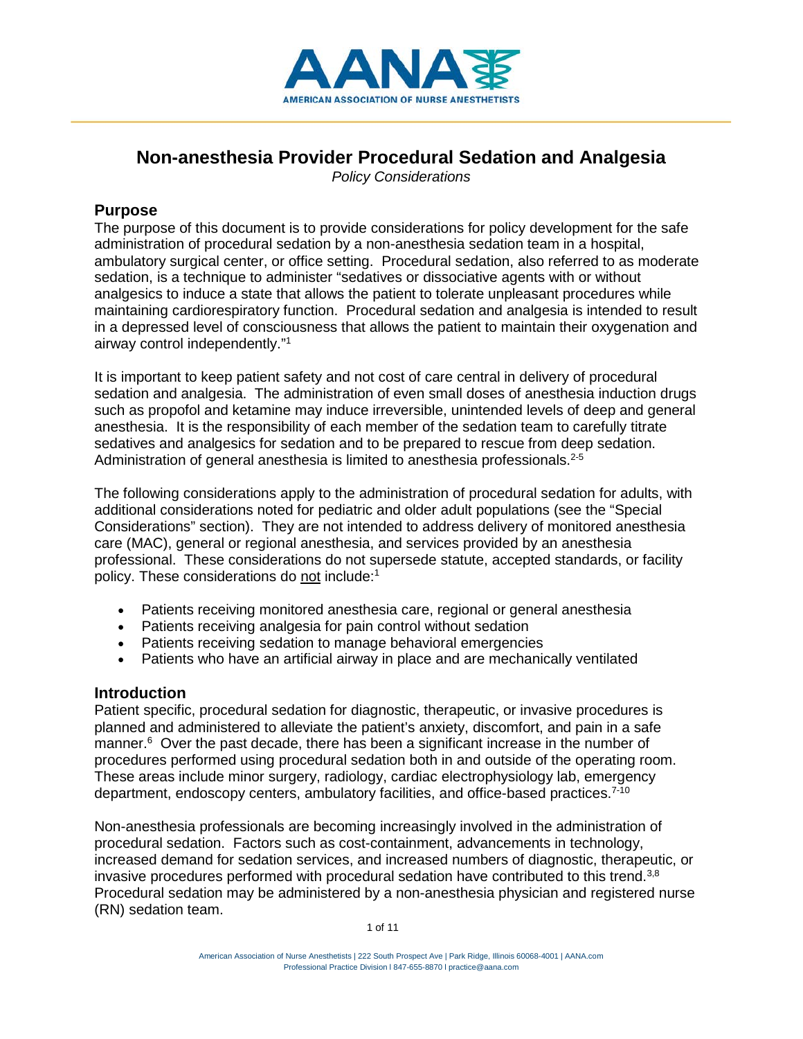# Non-anesthesia Provider Procedural Sedation and Analgesia

*Policy Considerations*

## Purpose

The purpose of this document is to provide considerations for policy development for the safe administration of procedural sedation by a non-anesthesia sedation team in a hospital, ambulatory surgical center, or office setting. Procedural sedation, also referred to as moderate sedation, is a technique to administer "sedatives or dissociative agents with or without analgesics to induce a state that allows the patient to tolerate unpleasant procedures while maintaining cardiorespiratory function. Procedural sedation and analgesia is intended to result in a depressed level of consciousness that allows the patient to maintain their oxygenation and airway control independently."[1]

It is important to keep patient safety and not cost of care central in delivery of procedural sedation and analgesia. The administration of even small doses of anesthesia induction drugs such as propofol and ketamine may induce irreversible, unintended levels of deep and general anesthesia. It is the responsibility of each member of the sedation team to carefully titrate sedatives and analgesics for sedation and to be prepared to rescue from deep sedation. Administration of general anesthesia is limited to anesthesia professionals.[2-5]

The following considerations apply to the administration of procedural sedation for adults, with additional considerations noted for pediatric and older adult populations (see the "Special Considerations" section). They are not intended to address delivery of monitored anesthesia care (MAC), general or regional anesthesia, and services provided by an anesthesia professional. These considerations do not supersede statute, accepted standards, or facility policy. These considerations do not include:[1]

- Patients receiving monitored anesthesia care, regional or general anesthesia
- Patients receiving analgesia for pain control without sedation
- Patients receiving sedation to manage behavioral emergencies
- Patients who have an artificial airway in place and are mechanically ventilated

## Introduction

Patient specific, procedural sedation for diagnostic, therapeutic, or invasive procedures is planned and administered to alleviate the patient's anxiety, discomfort, and pain in a safe manner.[6] Over the past decade, there has been a significant increase in the number of procedures performed using procedural sedation both in and outside of the operating room. These areas include minor surgery, radiology, cardiac electrophysiology lab, emergency department, endoscopy centers, ambulatory facilities, and office-based practices.[7-10]

Non-anesthesia professionals are becoming increasingly involved in the administration of procedural sedation. Factors such as cost-containment, advancements in technology, increased demand for sedation services, and increased numbers of diagnostic, therapeutic, or invasive procedures performed with procedural sedation have contributed to this trend.[3,8] Procedural sedation may be administered by a non-anesthesia physician and registered nurse (RN) sedation team.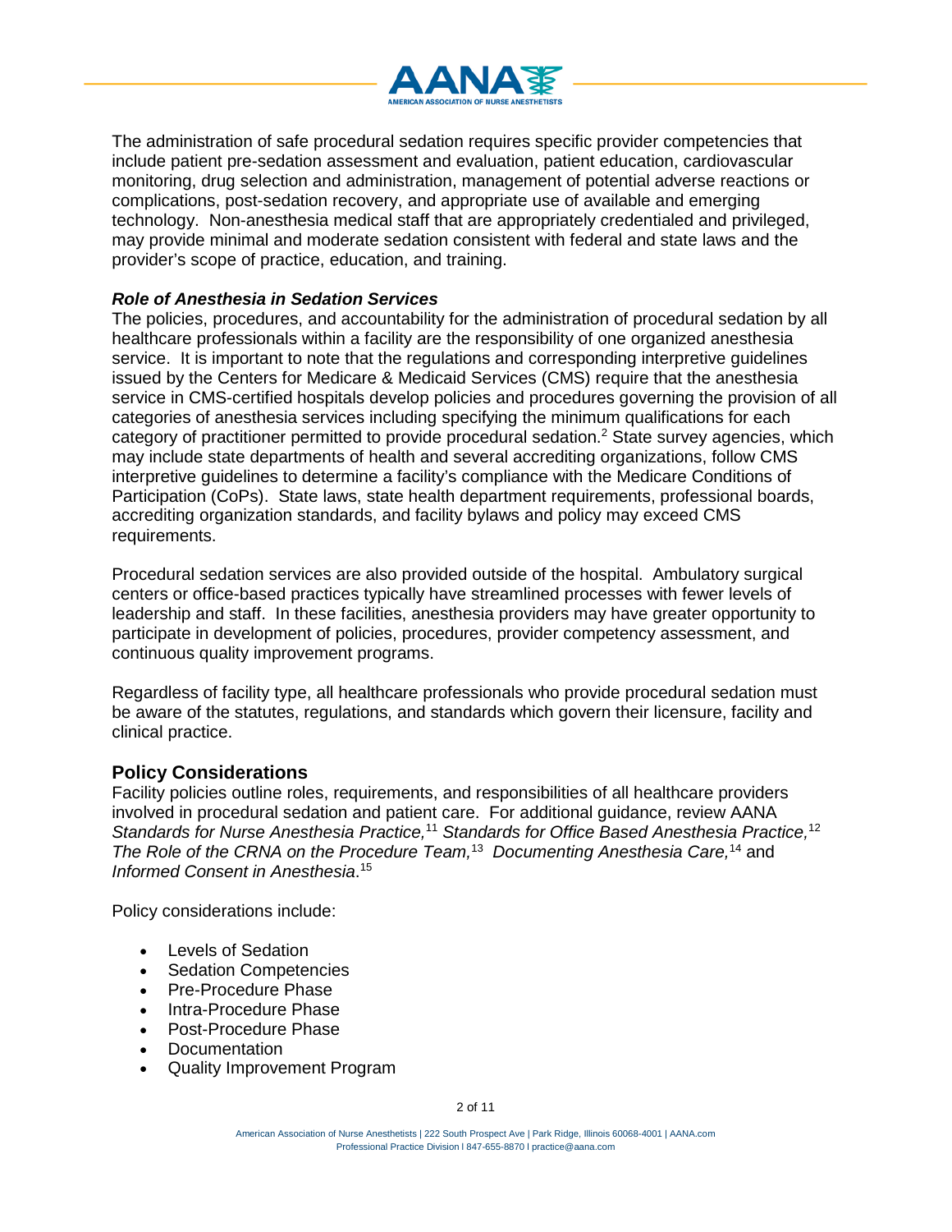The administration of safe procedural sedation requires specific provider competencies that include patient pre-sedation assessment and evaluation, patient education, cardiovascular monitoring, drug selection and administration, management of potential adverse reactions or complications, post-sedation recovery, and appropriate use of available and emerging technology. Non-anesthesia medical staff that are appropriately credentialed and privileged, may provide minimal and moderate sedation consistent with federal and state laws and the provider's scope of practice, education, and training.

***Role of Anesthesia in Sedation Services***

The policies, procedures, and accountability for the administration of procedural sedation by all healthcare professionals within a facility are the responsibility of one organized anesthesia service. It is important to note that the regulations and corresponding interpretive guidelines issued by the Centers for Medicare & Medicaid Services (CMS) require that the anesthesia service in CMS-certified hospitals develop policies and procedures governing the provision of all categories of anesthesia services including specifying the minimum qualifications for each category of practitioner permitted to provide procedural sedation.[2] State survey agencies, which may include state departments of health and several accrediting organizations, follow CMS interpretive guidelines to determine a facility's compliance with the Medicare Conditions of Participation (CoPs). State laws, state health department requirements, professional boards, accrediting organization standards, and facility bylaws and policy may exceed CMS requirements.

Procedural sedation services are also provided outside of the hospital. Ambulatory surgical centers or office-based practices typically have streamlined processes with fewer levels of leadership and staff. In these facilities, anesthesia providers may have greater opportunity to participate in development of policies, procedures, provider competency assessment, and continuous quality improvement programs.

Regardless of facility type, all healthcare professionals who provide procedural sedation must be aware of the statutes, regulations, and standards which govern their licensure, facility and clinical practice.

## Policy Considerations

Facility policies outline roles, requirements, and responsibilities of all healthcare providers involved in procedural sedation and patient care. For additional guidance, review AANA *Standards for Nurse Anesthesia Practice,*[11] *Standards for Office Based Anesthesia Practice,*[12] *The Role of the CRNA on the Procedure Team,*[13] *Documenting Anesthesia Care,*[14] and *Informed Consent in Anesthesia*.[15]

Policy considerations include:

- Levels of Sedation
- Sedation Competencies
- Pre-Procedure Phase
- Intra-Procedure Phase
- Post-Procedure Phase
- Documentation
- Quality Improvement Program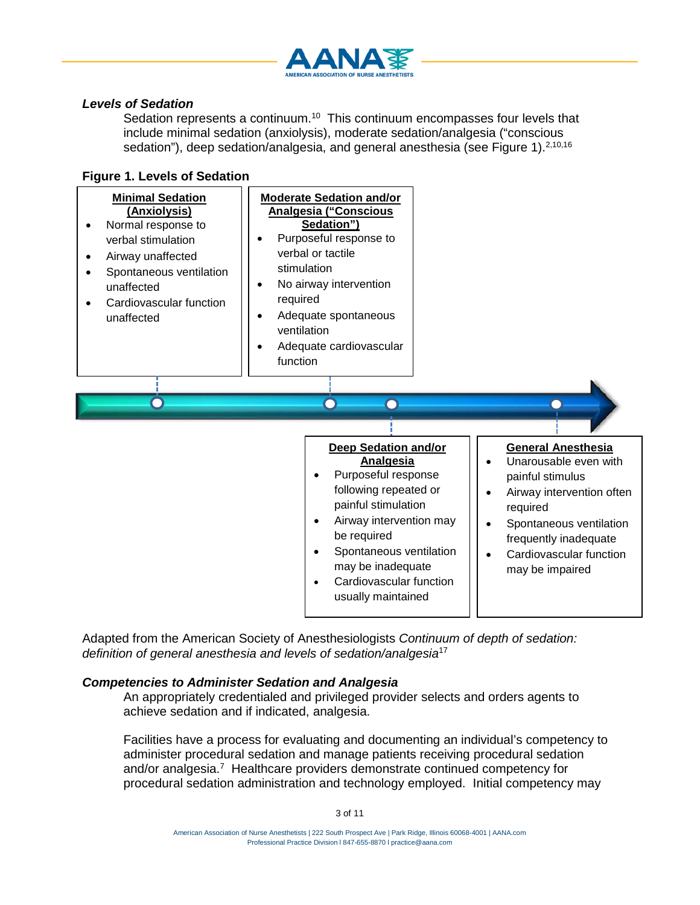### *Levels of Sedation*

Sedation represents a continuum.[10] This continuum encompasses four levels that include minimal sedation (anxiolysis), moderate sedation/analgesia ("conscious sedation"), deep sedation/analgesia, and general anesthesia (see Figure 1).[2,10,16]

**Figure 1. Levels of Sedation**

**Minimal Sedation (Anxiolysis)**

- Normal response to verbal stimulation
- Airway unaffected
- Spontaneous ventilation unaffected
- Cardiovascular function unaffected

**Moderate Sedation and/or Analgesia ("Conscious Sedation")**

- Purposeful response to verbal or tactile stimulation
- No airway intervention required
- Adequate spontaneous ventilation
- Adequate cardiovascular function

**Deep Sedation and/or Analgesia**

- Purposeful response following repeated or painful stimulation
- Airway intervention may be required
- Spontaneous ventilation may be inadequate
- Cardiovascular function usually maintained

**General Anesthesia**

- Unarousable even with painful stimulus
- Airway intervention often required
- Spontaneous ventilation frequently inadequate
- Cardiovascular function may be impaired

Adapted from the American Society of Anesthesiologists *Continuum of depth of sedation: definition of general anesthesia and levels of sedation/analgesia*[17]

### *Competencies to Administer Sedation and Analgesia*

An appropriately credentialed and privileged provider selects and orders agents to achieve sedation and if indicated, analgesia.

Facilities have a process for evaluating and documenting an individual's competency to administer procedural sedation and manage patients receiving procedural sedation and/or analgesia.[7] Healthcare providers demonstrate continued competency for procedural sedation administration and technology employed. Initial competency may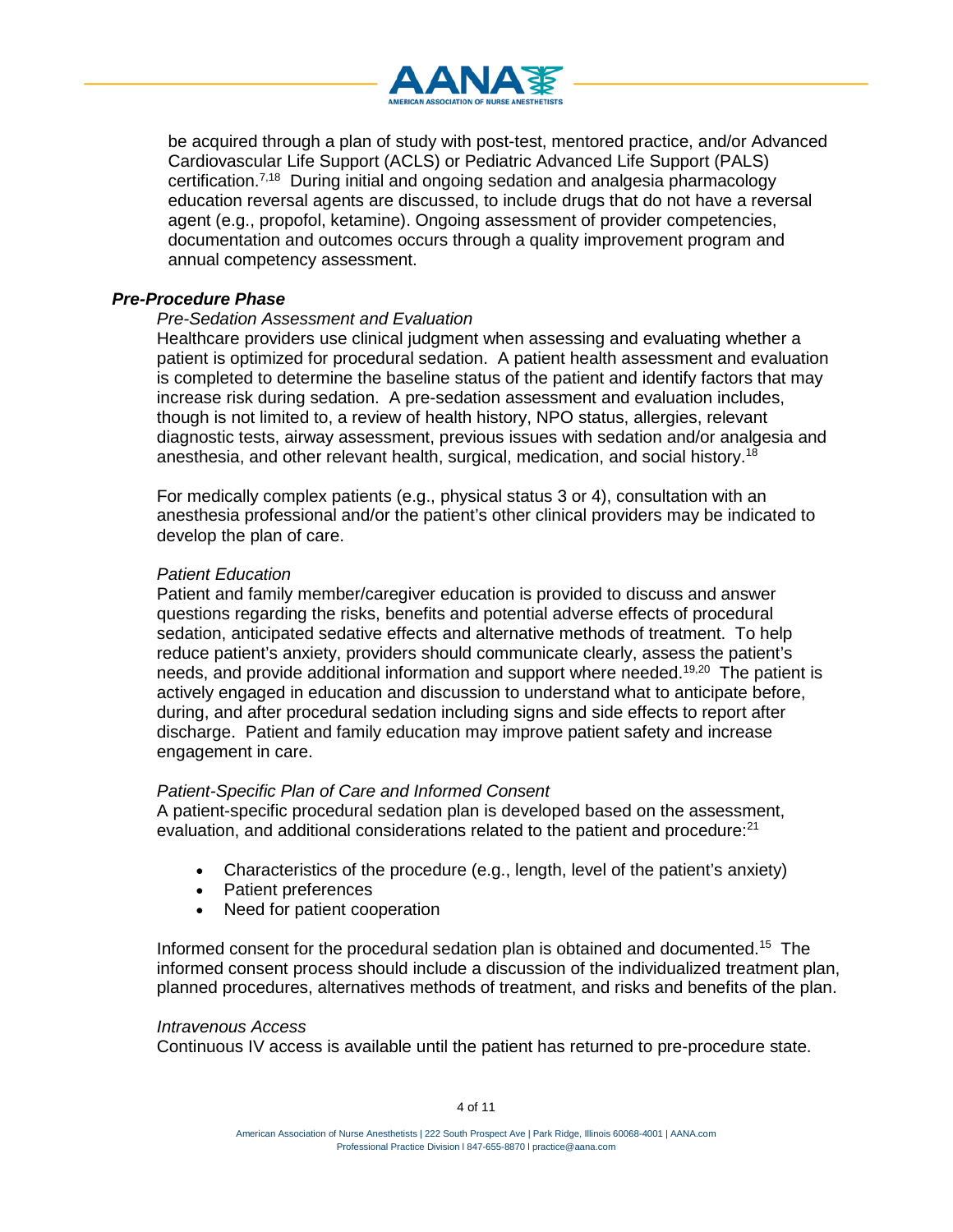be acquired through a plan of study with post-test, mentored practice, and/or Advanced Cardiovascular Life Support (ACLS) or Pediatric Advanced Life Support (PALS) certification.[7,18] During initial and ongoing sedation and analgesia pharmacology education reversal agents are discussed, to include drugs that do not have a reversal agent (e.g., propofol, ketamine). Ongoing assessment of provider competencies, documentation and outcomes occurs through a quality improvement program and annual competency assessment.

### *Pre-Procedure Phase*

*Pre-Sedation Assessment and Evaluation*

Healthcare providers use clinical judgment when assessing and evaluating whether a patient is optimized for procedural sedation. A patient health assessment and evaluation is completed to determine the baseline status of the patient and identify factors that may increase risk during sedation. A pre-sedation assessment and evaluation includes, though is not limited to, a review of health history, NPO status, allergies, relevant diagnostic tests, airway assessment, previous issues with sedation and/or analgesia and anesthesia, and other relevant health, surgical, medication, and social history.[18]

For medically complex patients (e.g., physical status 3 or 4), consultation with an anesthesia professional and/or the patient's other clinical providers may be indicated to develop the plan of care.

*Patient Education*

Patient and family member/caregiver education is provided to discuss and answer questions regarding the risks, benefits and potential adverse effects of procedural sedation, anticipated sedative effects and alternative methods of treatment. To help reduce patient's anxiety, providers should communicate clearly, assess the patient's needs, and provide additional information and support where needed.[19,20] The patient is actively engaged in education and discussion to understand what to anticipate before, during, and after procedural sedation including signs and side effects to report after discharge. Patient and family education may improve patient safety and increase engagement in care.

*Patient-Specific Plan of Care and Informed Consent*

A patient-specific procedural sedation plan is developed based on the assessment, evaluation, and additional considerations related to the patient and procedure:[21]

- Characteristics of the procedure (e.g., length, level of the patient's anxiety)
- Patient preferences
- Need for patient cooperation

Informed consent for the procedural sedation plan is obtained and documented.[15] The informed consent process should include a discussion of the individualized treatment plan, planned procedures, alternatives methods of treatment, and risks and benefits of the plan.

*Intravenous Access*

Continuous IV access is available until the patient has returned to pre-procedure state.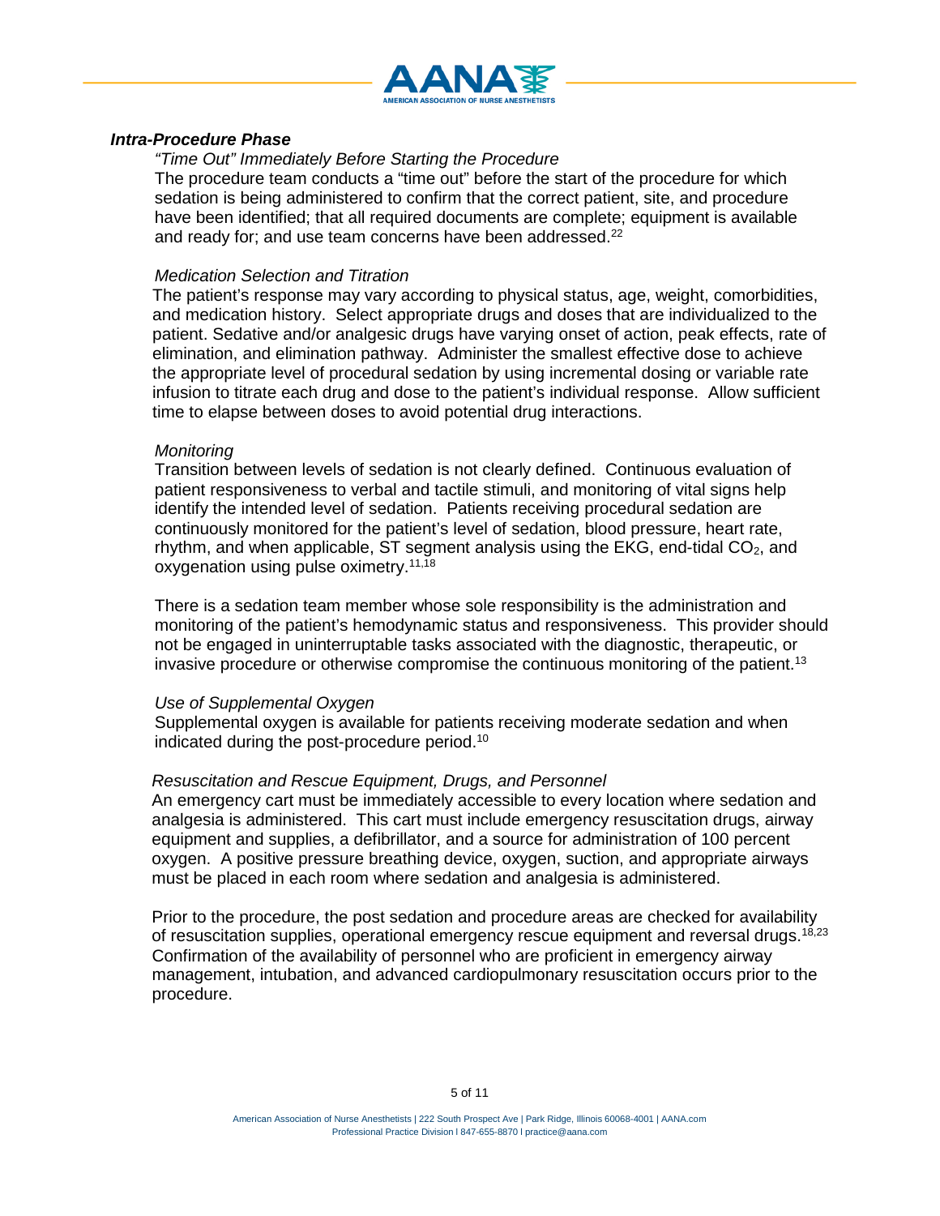### *Intra-Procedure Phase*

*"Time Out" Immediately Before Starting the Procedure*

The procedure team conducts a "time out" before the start of the procedure for which sedation is being administered to confirm that the correct patient, site, and procedure have been identified; that all required documents are complete; equipment is available and ready for; and use team concerns have been addressed.[22]

*Medication Selection and Titration*

The patient's response may vary according to physical status, age, weight, comorbidities, and medication history. Select appropriate drugs and doses that are individualized to the patient. Sedative and/or analgesic drugs have varying onset of action, peak effects, rate of elimination, and elimination pathway. Administer the smallest effective dose to achieve the appropriate level of procedural sedation by using incremental dosing or variable rate infusion to titrate each drug and dose to the patient's individual response. Allow sufficient time to elapse between doses to avoid potential drug interactions.

*Monitoring*

Transition between levels of sedation is not clearly defined. Continuous evaluation of patient responsiveness to verbal and tactile stimuli, and monitoring of vital signs help identify the intended level of sedation. Patients receiving procedural sedation are continuously monitored for the patient's level of sedation, blood pressure, heart rate, rhythm, and when applicable, ST segment analysis using the EKG, end-tidal $CO_2$, and oxygenation using pulse oximetry.[11,18]

There is a sedation team member whose sole responsibility is the administration and monitoring of the patient's hemodynamic status and responsiveness. This provider should not be engaged in uninterruptable tasks associated with the diagnostic, therapeutic, or invasive procedure or otherwise compromise the continuous monitoring of the patient.[13]

*Use of Supplemental Oxygen*

Supplemental oxygen is available for patients receiving moderate sedation and when indicated during the post-procedure period.[10]

*Resuscitation and Rescue Equipment, Drugs, and Personnel*

An emergency cart must be immediately accessible to every location where sedation and analgesia is administered. This cart must include emergency resuscitation drugs, airway equipment and supplies, a defibrillator, and a source for administration of 100 percent oxygen. A positive pressure breathing device, oxygen, suction, and appropriate airways must be placed in each room where sedation and analgesia is administered.

Prior to the procedure, the post sedation and procedure areas are checked for availability of resuscitation supplies, operational emergency rescue equipment and reversal drugs.[18,23] Confirmation of the availability of personnel who are proficient in emergency airway management, intubation, and advanced cardiopulmonary resuscitation occurs prior to the procedure.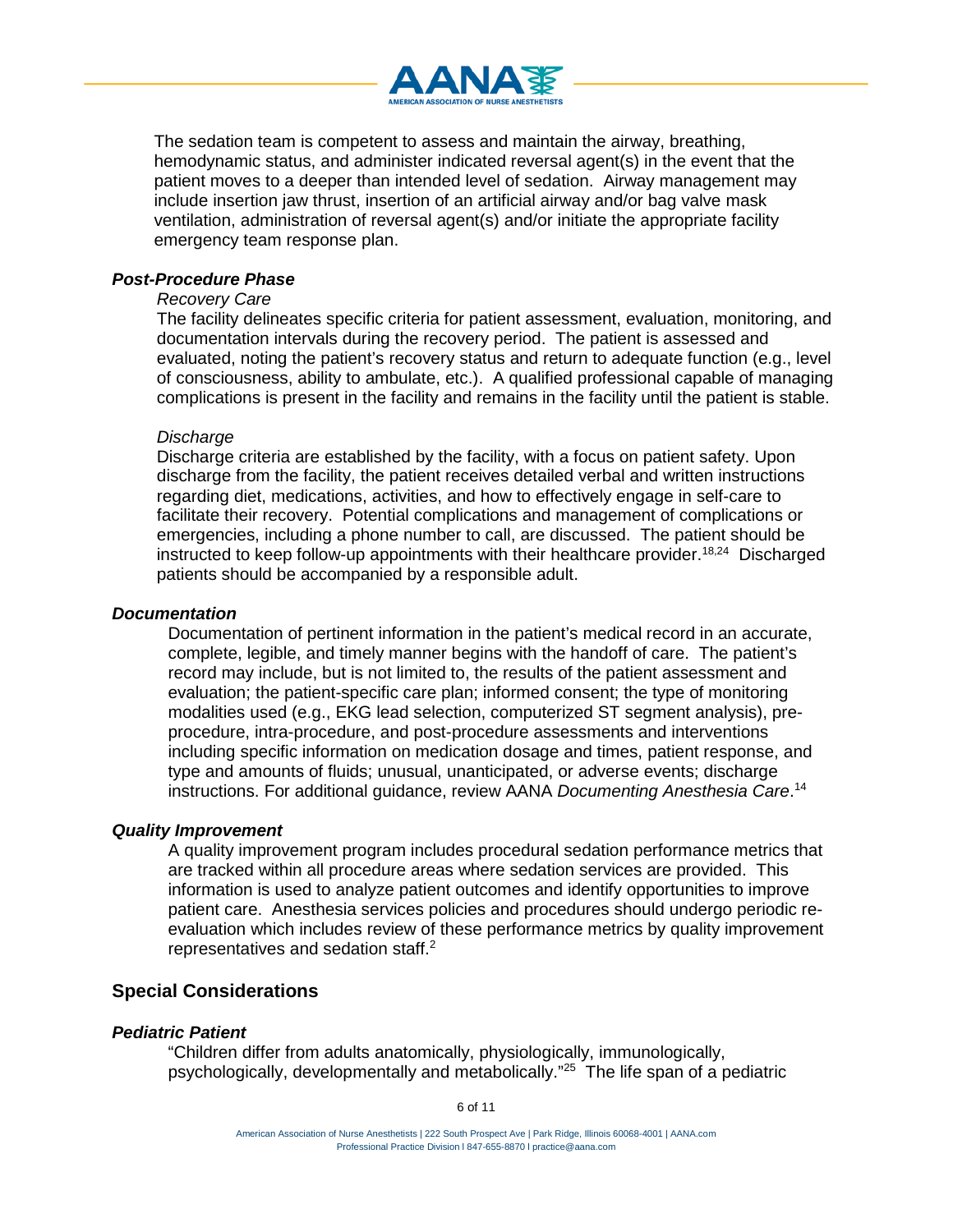The sedation team is competent to assess and maintain the airway, breathing, hemodynamic status, and administer indicated reversal agent(s) in the event that the patient moves to a deeper than intended level of sedation. Airway management may include insertion jaw thrust, insertion of an artificial airway and/or bag valve mask ventilation, administration of reversal agent(s) and/or initiate the appropriate facility emergency team response plan.

### *Post-Procedure Phase*

*Recovery Care*

The facility delineates specific criteria for patient assessment, evaluation, monitoring, and documentation intervals during the recovery period. The patient is assessed and evaluated, noting the patient's recovery status and return to adequate function (e.g., level of consciousness, ability to ambulate, etc.). A qualified professional capable of managing complications is present in the facility and remains in the facility until the patient is stable.

*Discharge*

Discharge criteria are established by the facility, with a focus on patient safety. Upon discharge from the facility, the patient receives detailed verbal and written instructions regarding diet, medications, activities, and how to effectively engage in self-care to facilitate their recovery. Potential complications and management of complications or emergencies, including a phone number to call, are discussed. The patient should be instructed to keep follow-up appointments with their healthcare provider.[18,24] Discharged patients should be accompanied by a responsible adult.

### *Documentation*

Documentation of pertinent information in the patient's medical record in an accurate, complete, legible, and timely manner begins with the handoff of care. The patient's record may include, but is not limited to, the results of the patient assessment and evaluation; the patient-specific care plan; informed consent; the type of monitoring modalities used (e.g., EKG lead selection, computerized ST segment analysis), pre-procedure, intra-procedure, and post-procedure assessments and interventions including specific information on medication dosage and times, patient response, and type and amounts of fluids; unusual, unanticipated, or adverse events; discharge instructions. For additional guidance, review AANA *Documenting Anesthesia Care*.[14]

### *Quality Improvement*

A quality improvement program includes procedural sedation performance metrics that are tracked within all procedure areas where sedation services are provided. This information is used to analyze patient outcomes and identify opportunities to improve patient care. Anesthesia services policies and procedures should undergo periodic re-evaluation which includes review of these performance metrics by quality improvement representatives and sedation staff.[2]

## Special Considerations

### *Pediatric Patient*

"Children differ from adults anatomically, physiologically, immunologically, psychologically, developmentally and metabolically."[25] The life span of a pediatric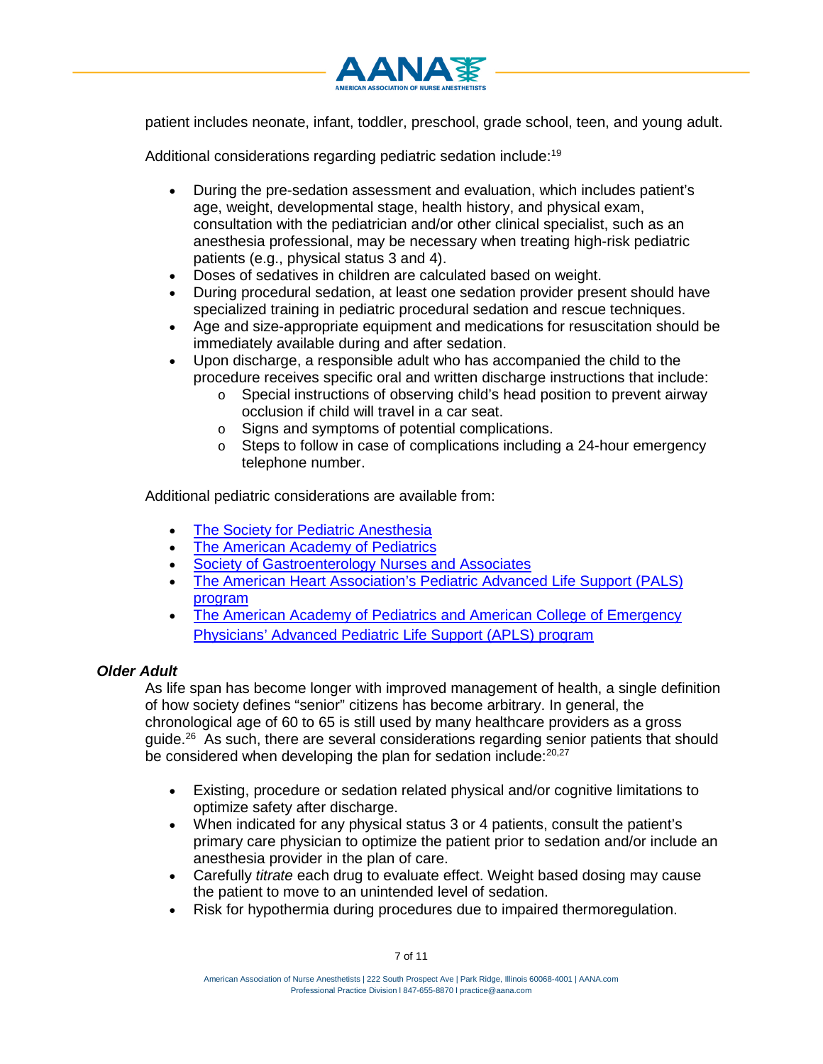patient includes neonate, infant, toddler, preschool, grade school, teen, and young adult.

Additional considerations regarding pediatric sedation include:[19]

- During the pre-sedation assessment and evaluation, which includes patient's age, weight, developmental stage, health history, and physical exam, consultation with the pediatrician and/or other clinical specialist, such as an anesthesia professional, may be necessary when treating high-risk pediatric patients (e.g., physical status 3 and 4).
- Doses of sedatives in children are calculated based on weight.
- During procedural sedation, at least one sedation provider present should have specialized training in pediatric procedural sedation and rescue techniques.
- Age and size-appropriate equipment and medications for resuscitation should be immediately available during and after sedation.
- Upon discharge, a responsible adult who has accompanied the child to the procedure receives specific oral and written discharge instructions that include:
  - Special instructions of observing child's head position to prevent airway occlusion if child will travel in a car seat.
  - Signs and symptoms of potential complications.
  - Steps to follow in case of complications including a 24-hour emergency telephone number.

Additional pediatric considerations are available from:

- The Society for Pediatric Anesthesia
- The American Academy of Pediatrics
- Society of Gastroenterology Nurses and Associates
- The American Heart Association's Pediatric Advanced Life Support (PALS) program
- The American Academy of Pediatrics and American College of Emergency Physicians' Advanced Pediatric Life Support (APLS) program

### *Older Adult*

As life span has become longer with improved management of health, a single definition of how society defines "senior" citizens has become arbitrary. In general, the chronological age of 60 to 65 is still used by many healthcare providers as a gross guide.[26] As such, there are several considerations regarding senior patients that should be considered when developing the plan for sedation include:[20,27]

- Existing, procedure or sedation related physical and/or cognitive limitations to optimize safety after discharge.
- When indicated for any physical status 3 or 4 patients, consult the patient's primary care physician to optimize the patient prior to sedation and/or include an anesthesia provider in the plan of care.
- Carefully *titrate* each drug to evaluate effect. Weight based dosing may cause the patient to move to an unintended level of sedation.
- Risk for hypothermia during procedures due to impaired thermoregulation.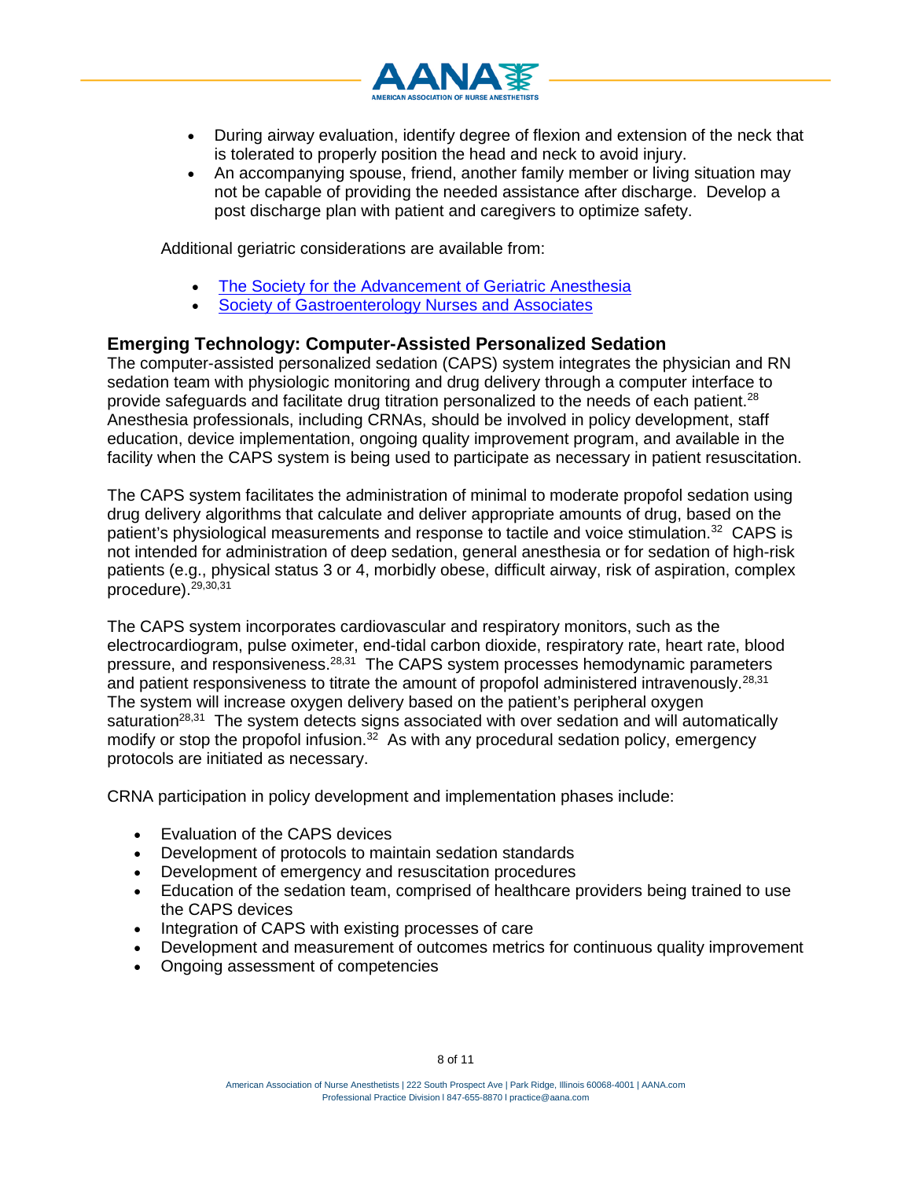- During airway evaluation, identify degree of flexion and extension of the neck that is tolerated to properly position the head and neck to avoid injury.
- An accompanying spouse, friend, another family member or living situation may not be capable of providing the needed assistance after discharge. Develop a post discharge plan with patient and caregivers to optimize safety.

Additional geriatric considerations are available from:

- The Society for the Advancement of Geriatric Anesthesia
- Society of Gastroenterology Nurses and Associates

## Emerging Technology: Computer-Assisted Personalized Sedation

The computer-assisted personalized sedation (CAPS) system integrates the physician and RN sedation team with physiologic monitoring and drug delivery through a computer interface to provide safeguards and facilitate drug titration personalized to the needs of each patient.[28] Anesthesia professionals, including CRNAs, should be involved in policy development, staff education, device implementation, ongoing quality improvement program, and available in the facility when the CAPS system is being used to participate as necessary in patient resuscitation.

The CAPS system facilitates the administration of minimal to moderate propofol sedation using drug delivery algorithms that calculate and deliver appropriate amounts of drug, based on the patient's physiological measurements and response to tactile and voice stimulation.[32] CAPS is not intended for administration of deep sedation, general anesthesia or for sedation of high-risk patients (e.g., physical status 3 or 4, morbidly obese, difficult airway, risk of aspiration, complex procedure).[29,30,31]

The CAPS system incorporates cardiovascular and respiratory monitors, such as the electrocardiogram, pulse oximeter, end-tidal carbon dioxide, respiratory rate, heart rate, blood pressure, and responsiveness.[28,31] The CAPS system processes hemodynamic parameters and patient responsiveness to titrate the amount of propofol administered intravenously.[28,31] The system will increase oxygen delivery based on the patient's peripheral oxygen saturation[28,31] The system detects signs associated with over sedation and will automatically modify or stop the propofol infusion.[32] As with any procedural sedation policy, emergency protocols are initiated as necessary.

CRNA participation in policy development and implementation phases include:

- Evaluation of the CAPS devices
- Development of protocols to maintain sedation standards
- Development of emergency and resuscitation procedures
- Education of the sedation team, comprised of healthcare providers being trained to use the CAPS devices
- Integration of CAPS with existing processes of care
- Development and measurement of outcomes metrics for continuous quality improvement
- Ongoing assessment of competencies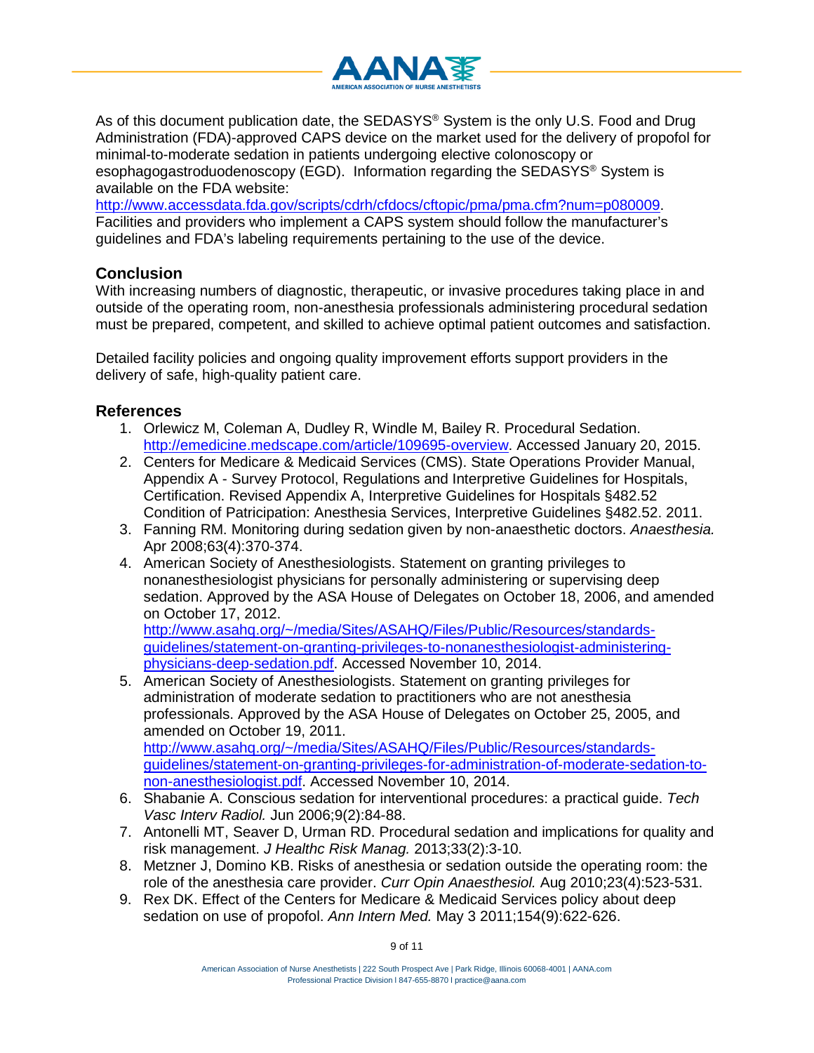As of this document publication date, the SEDASYS® System is the only U.S. Food and Drug Administration (FDA)-approved CAPS device on the market used for the delivery of propofol for minimal-to-moderate sedation in patients undergoing elective colonoscopy or esophagogastroduodenoscopy (EGD). Information regarding the SEDASYS® System is available on the FDA website: http://www.accessdata.fda.gov/scripts/cdrh/cfdocs/cftopic/pma/pma.cfm?num=p080009. Facilities and providers who implement a CAPS system should follow the manufacturer's guidelines and FDA's labeling requirements pertaining to the use of the device.

## Conclusion

With increasing numbers of diagnostic, therapeutic, or invasive procedures taking place in and outside of the operating room, non-anesthesia professionals administering procedural sedation must be prepared, competent, and skilled to achieve optimal patient outcomes and satisfaction.

Detailed facility policies and ongoing quality improvement efforts support providers in the delivery of safe, high-quality patient care.

## References

1. Orlewicz M, Coleman A, Dudley R, Windle M, Bailey R. Procedural Sedation. http://emedicine.medscape.com/article/109695-overview. Accessed January 20, 2015.
2. Centers for Medicare & Medicaid Services (CMS). State Operations Provider Manual, Appendix A - Survey Protocol, Regulations and Interpretive Guidelines for Hospitals, Certification. Revised Appendix A, Interpretive Guidelines for Hospitals §482.52 Condition of Patricipation: Anesthesia Services, Interpretive Guidelines §482.52. 2011.
3. Fanning RM. Monitoring during sedation given by non-anaesthetic doctors. *Anaesthesia.* Apr 2008;63(4):370-374.
4. American Society of Anesthesiologists. Statement on granting privileges to nonanesthesiologist physicians for personally administering or supervising deep sedation. Approved by the ASA House of Delegates on October 18, 2006, and amended on October 17, 2012. http://www.asahq.org/~/media/Sites/ASAHQ/Files/Public/Resources/standards-guidelines/statement-on-granting-privileges-to-nonanesthesiologist-administering-physicians-deep-sedation.pdf. Accessed November 10, 2014.
5. American Society of Anesthesiologists. Statement on granting privileges for administration of moderate sedation to practitioners who are not anesthesia professionals. Approved by the ASA House of Delegates on October 25, 2005, and amended on October 19, 2011. http://www.asahq.org/~/media/Sites/ASAHQ/Files/Public/Resources/standards-guidelines/statement-on-granting-privileges-for-administration-of-moderate-sedation-to-non-anesthesiologist.pdf. Accessed November 10, 2014.
6. Shabanie A. Conscious sedation for interventional procedures: a practical guide. *Tech Vasc Interv Radiol.* Jun 2006;9(2):84-88.
7. Antonelli MT, Seaver D, Urman RD. Procedural sedation and implications for quality and risk management. *J Healthc Risk Manag.* 2013;33(2):3-10.
8. Metzner J, Domino KB. Risks of anesthesia or sedation outside the operating room: the role of the anesthesia care provider. *Curr Opin Anaesthesiol.* Aug 2010;23(4):523-531.
9. Rex DK. Effect of the Centers for Medicare & Medicaid Services policy about deep sedation on use of propofol. *Ann Intern Med.* May 3 2011;154(9):622-626.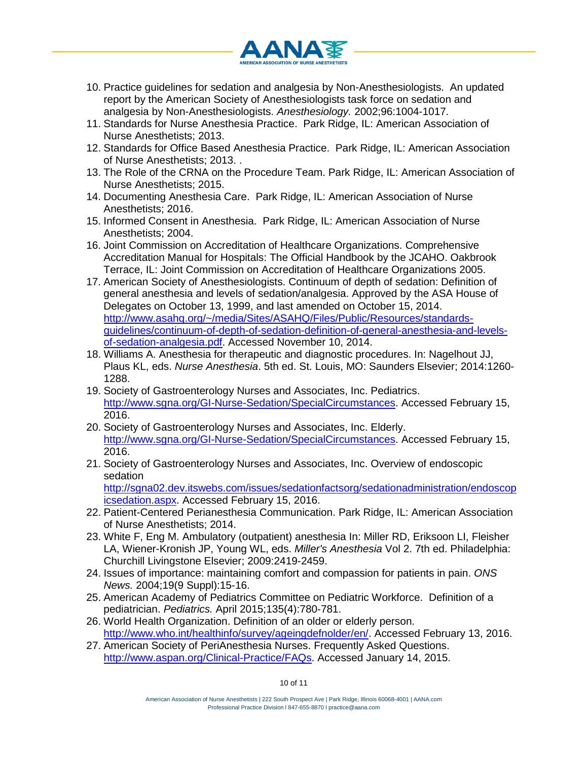10. Practice guidelines for sedation and analgesia by Non-Anesthesiologists. An updated report by the American Society of Anesthesiologists task force on sedation and analgesia by Non-Anesthesiologists. *Anesthesiology.* 2002;96:1004-1017.
11. Standards for Nurse Anesthesia Practice. Park Ridge, IL: American Association of Nurse Anesthetists; 2013.
12. Standards for Office Based Anesthesia Practice. Park Ridge, IL: American Association of Nurse Anesthetists; 2013. .
13. The Role of the CRNA on the Procedure Team. Park Ridge, IL: American Association of Nurse Anesthetists; 2015.
14. Documenting Anesthesia Care. Park Ridge, IL: American Association of Nurse Anesthetists; 2016.
15. Informed Consent in Anesthesia. Park Ridge, IL: American Association of Nurse Anesthetists; 2004.
16. Joint Commission on Accreditation of Healthcare Organizations. Comprehensive Accreditation Manual for Hospitals: The Official Handbook by the JCAHO. Oakbrook Terrace, IL: Joint Commission on Accreditation of Healthcare Organizations 2005.
17. American Society of Anesthesiologists. Continuum of depth of sedation: Definition of general anesthesia and levels of sedation/analgesia. Approved by the ASA House of Delegates on October 13, 1999, and last amended on October 15, 2014. http://www.asahq.org/~/media/Sites/ASAHQ/Files/Public/Resources/standards-guidelines/continuum-of-depth-of-sedation-definition-of-general-anesthesia-and-levels-of-sedation-analgesia.pdf. Accessed November 10, 2014.
18. Williams A. Anesthesia for therapeutic and diagnostic procedures. In: Nagelhout JJ, Plaus KL, eds. *Nurse Anesthesia*. 5th ed. St. Louis, MO: Saunders Elsevier; 2014:1260-1288.
19. Society of Gastroenterology Nurses and Associates, Inc. Pediatrics. http://www.sgna.org/GI-Nurse-Sedation/SpecialCircumstances. Accessed February 15, 2016.
20. Society of Gastroenterology Nurses and Associates, Inc. Elderly. http://www.sgna.org/GI-Nurse-Sedation/SpecialCircumstances. Accessed February 15, 2016.
21. Society of Gastroenterology Nurses and Associates, Inc. Overview of endoscopic sedation http://sgna02.dev.itswebs.com/issues/sedationfactsorg/sedationadministration/endoscopicsedation.aspx. Accessed February 15, 2016.
22. Patient-Centered Perianesthesia Communication. Park Ridge, IL: American Association of Nurse Anesthetists; 2014.
23. White F, Eng M. Ambulatory (outpatient) anesthesia In: Miller RD, Eriksoon LI, Fleisher LA, Wiener-Kronish JP, Young WL, eds. *Miller's Anesthesia* Vol 2. 7th ed. Philadelphia: Churchill Livingstone Elsevier; 2009:2419-2459.
24. Issues of importance: maintaining comfort and compassion for patients in pain. *ONS News.* 2004;19(9 Suppl):15-16.
25. American Academy of Pediatrics Committee on Pediatric Workforce. Definition of a pediatrician. *Pediatrics.* April 2015;135(4):780-781.
26. World Health Organization. Definition of an older or elderly person. http://www.who.int/healthinfo/survey/ageingdefnolder/en/. Accessed February 13, 2016.
27. American Society of PeriAnesthesia Nurses. Frequently Asked Questions. http://www.aspan.org/Clinical-Practice/FAQs. Accessed January 14, 2015.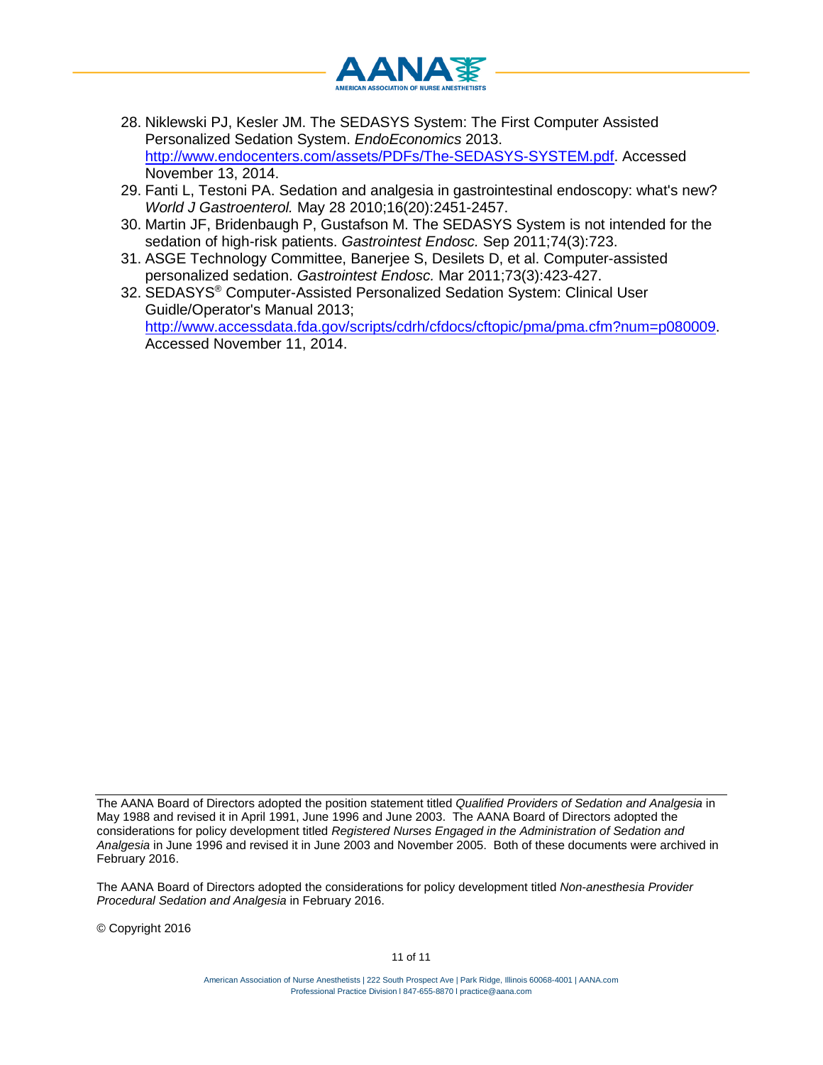28. Niklewski PJ, Kesler JM. The SEDASYS System: The First Computer Assisted Personalized Sedation System. *EndoEconomics* 2013. http://www.endocenters.com/assets/PDFs/The-SEDASYS-SYSTEM.pdf. Accessed November 13, 2014.
29. Fanti L, Testoni PA. Sedation and analgesia in gastrointestinal endoscopy: what's new? *World J Gastroenterol.* May 28 2010;16(20):2451-2457.
30. Martin JF, Bridenbaugh P, Gustafson M. The SEDASYS System is not intended for the sedation of high-risk patients. *Gastrointest Endosc.* Sep 2011;74(3):723.
31. ASGE Technology Committee, Banerjee S, Desilets D, et al. Computer-assisted personalized sedation. *Gastrointest Endosc.* Mar 2011;73(3):423-427.
32. SEDASYS® Computer-Assisted Personalized Sedation System: Clinical User Guide/Operator's Manual 2013; http://www.accessdata.fda.gov/scripts/cdrh/cfdocs/cftopic/pma/pma.cfm?num=p080009. Accessed November 11, 2014.

---

The AANA Board of Directors adopted the position statement titled *Qualified Providers of Sedation and Analgesia* in May 1988 and revised it in April 1991, June 1996 and June 2003. The AANA Board of Directors adopted the considerations for policy development titled *Registered Nurses Engaged in the Administration of Sedation and Analgesia* in June 1996 and revised it in June 2003 and November 2005. Both of these documents were archived in February 2016.

The AANA Board of Directors adopted the considerations for policy development titled *Non-anesthesia Provider Procedural Sedation and Analgesia* in February 2016.

© Copyright 2016